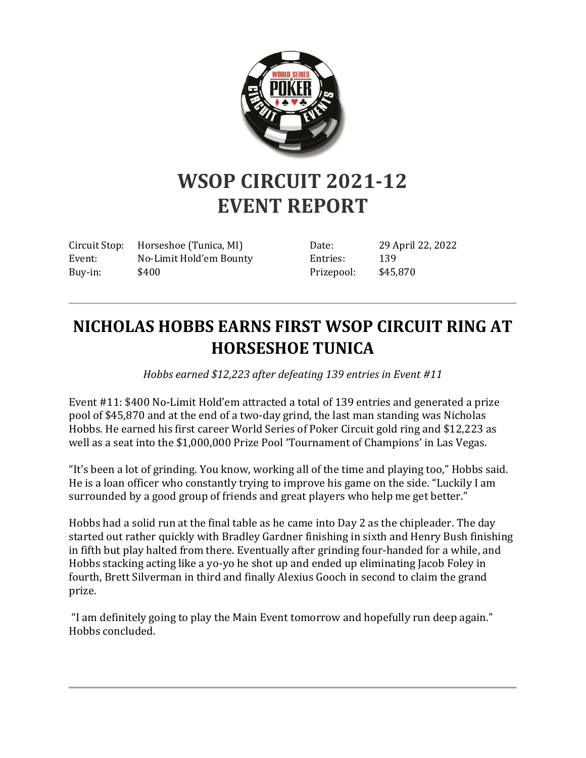# WSOP CIRCUIT 2021-12
# EVENT REPORT

| | | | |
|---|---|---|---|
| Circuit Stop: | Horseshoe (Tunica, MI) | Date: | 29 April 22, 2022 |
| Event: | No-Limit Hold'em Bounty | Entries: | 139 |
| Buy-in: | $400 | Prizepool: | $45,870 |

---

## NICHOLAS HOBBS EARNS FIRST WSOP CIRCUIT RING AT HORSESHOE TUNICA

*Hobbs earned $12,223 after defeating 139 entries in Event #11*

Event #11: $400 No-Limit Hold'em attracted a total of 139 entries and generated a prize pool of $45,870 and at the end of a two-day grind, the last man standing was Nicholas Hobbs. He earned his first career World Series of Poker Circuit gold ring and $12,223 as well as a seat into the $1,000,000 Prize Pool 'Tournament of Champions' in Las Vegas.

"It's been a lot of grinding. You know, working all of the time and playing too," Hobbs said. He is a loan officer who constantly trying to improve his game on the side. "Luckily I am surrounded by a good group of friends and great players who help me get better."

Hobbs had a solid run at the final table as he came into Day 2 as the chipleader. The day started out rather quickly with Bradley Gardner finishing in sixth and Henry Bush finishing in fifth but play halted from there. Eventually after grinding four-handed for a while, and Hobbs stacking acting like a yo-yo he shot up and ended up eliminating Jacob Foley in fourth, Brett Silverman in third and finally Alexius Gooch in second to claim the grand prize.

"I am definitely going to play the Main Event tomorrow and hopefully run deep again." Hobbs concluded.

---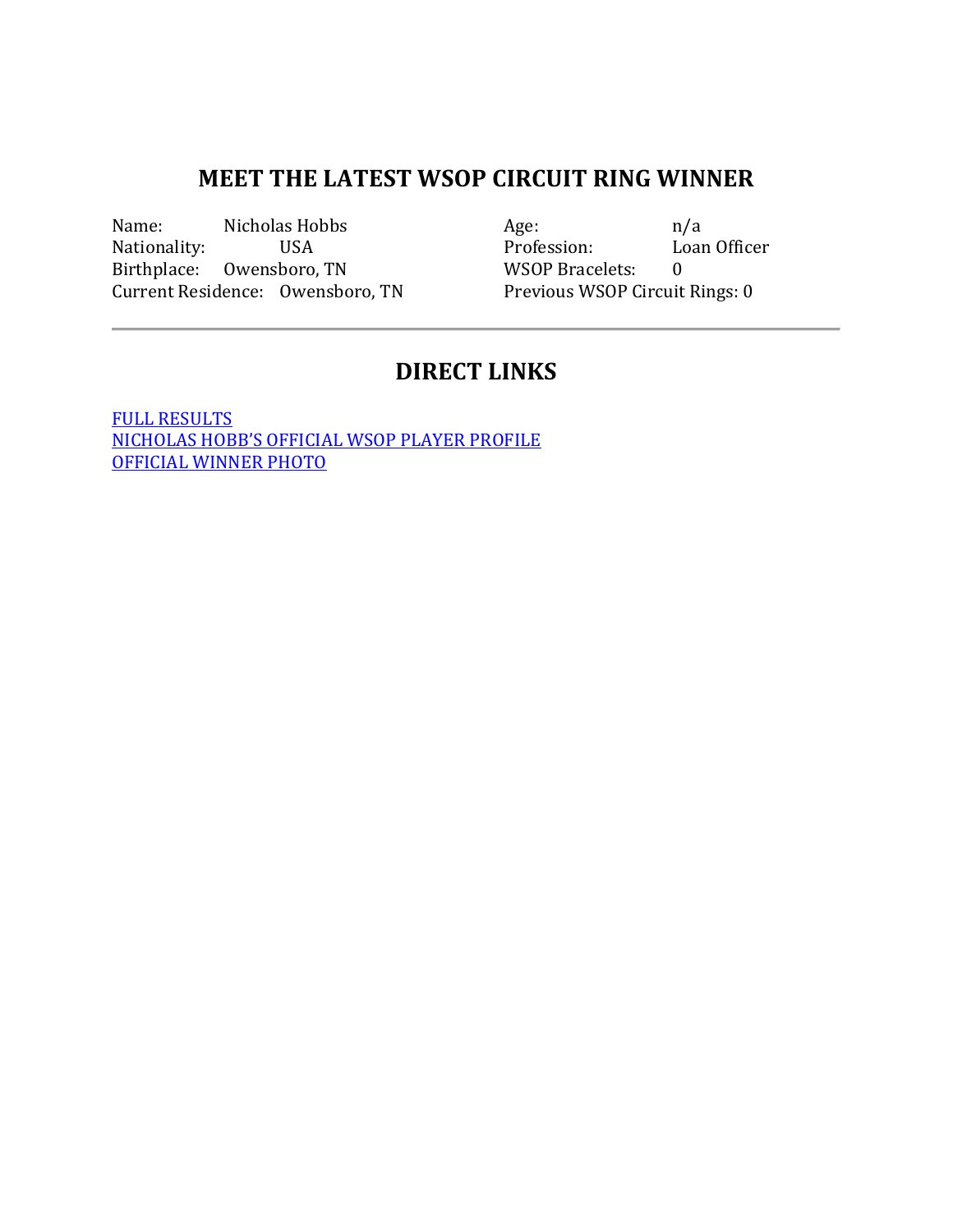## MEET THE LATEST WSOP CIRCUIT RING WINNER

| | | | |
|---|---|---|---|
| Name: | Nicholas Hobbs | Age: | n/a |
| Nationality: | USA | Profession: | Loan Officer |
| Birthplace: | Owensboro, TN | WSOP Bracelets: | 0 |
| Current Residence: | Owensboro, TN | Previous WSOP Circuit Rings: | 0 |

---

## DIRECT LINKS

FULL RESULTS
NICHOLAS HOBB'S OFFICIAL WSOP PLAYER PROFILE
OFFICIAL WINNER PHOTO